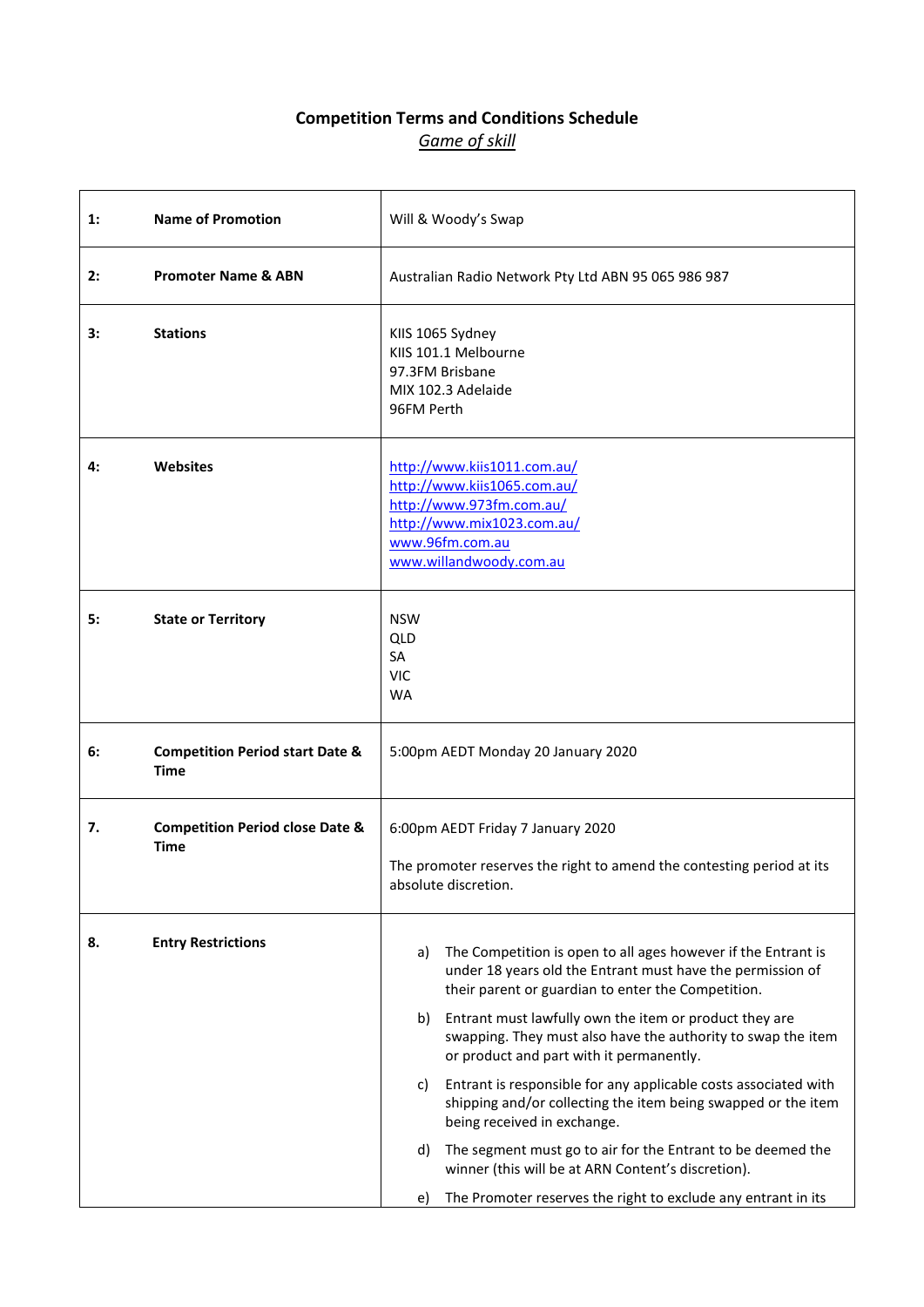# Competition Terms and Conditions Schedule

*Game of skill*

| | | |
|---|---|---|
| **1:** | **Name of Promotion** | Will & Woody's Swap |
| **2:** | **Promoter Name & ABN** | Australian Radio Network Pty Ltd ABN 95 065 986 987 |
| **3:** | **Stations** | KIIS 1065 Sydney<br>KIIS 101.1 Melbourne<br>97.3FM Brisbane<br>MIX 102.3 Adelaide<br>96FM Perth |
| **4:** | **Websites** | http://www.kiis1011.com.au/<br>http://www.kiis1065.com.au/<br>http://www.973fm.com.au/<br>http://www.mix1023.com.au/<br>www.96fm.com.au<br>www.willandwoody.com.au |
| **5:** | **State or Territory** | NSW<br>QLD<br>SA<br>VIC<br>WA |
| **6:** | **Competition Period start Date & Time** | 5:00pm AEDT Monday 20 January 2020 |
| **7.** | **Competition Period close Date & Time** | 6:00pm AEDT Friday 7 January 2020<br><br>The promoter reserves the right to amend the contesting period at its absolute discretion. |
| **8.** | **Entry Restrictions** | a) The Competition is open to all ages however if the Entrant is under 18 years old the Entrant must have the permission of their parent or guardian to enter the Competition.<br><br>b) Entrant must lawfully own the item or product they are swapping. They must also have the authority to swap the item or product and part with it permanently.<br><br>c) Entrant is responsible for any applicable costs associated with shipping and/or collecting the item being swapped or the item being received in exchange.<br><br>d) The segment must go to air for the Entrant to be deemed the winner (this will be at ARN Content's discretion).<br><br>e) The Promoter reserves the right to exclude any entrant in its |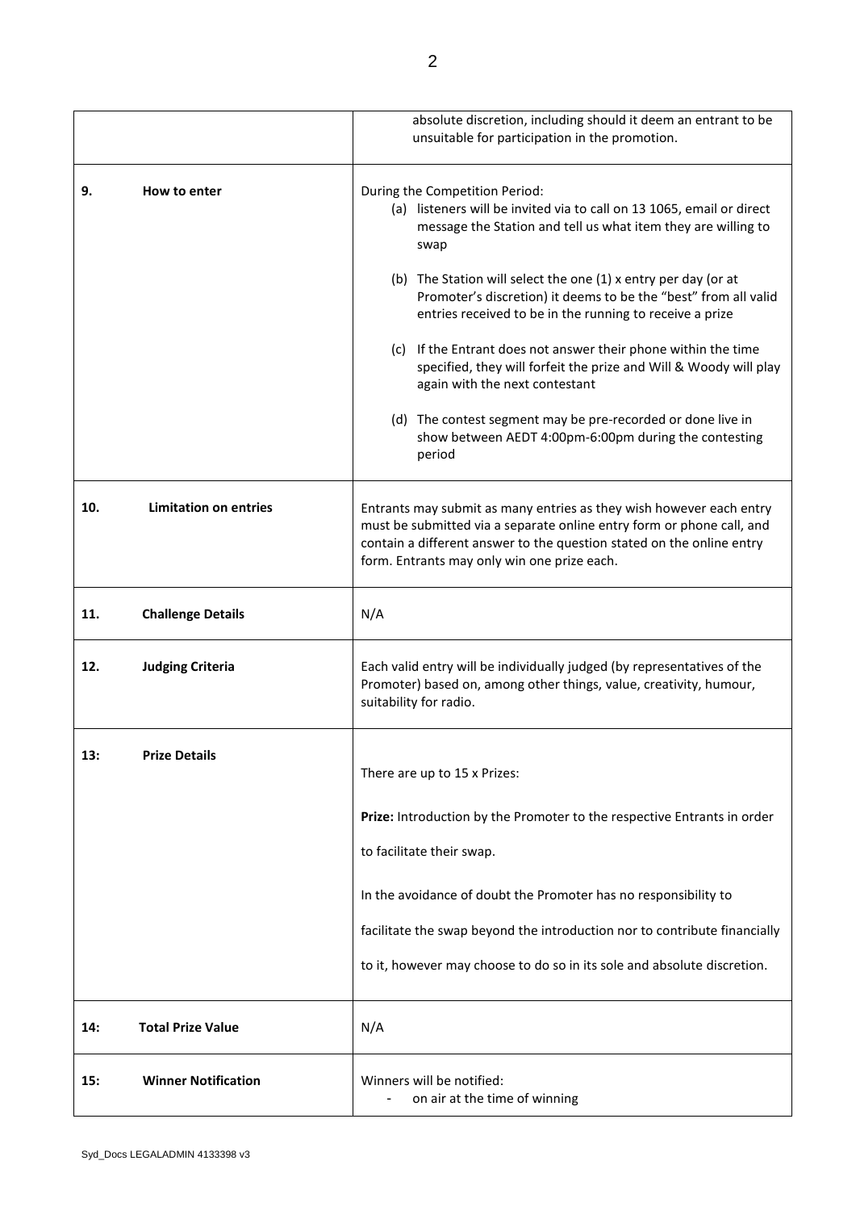| | |
|---|---|
| | absolute discretion, including should it deem an entrant to be unsuitable for participation in the promotion. |
| **9. How to enter** | During the Competition Period:<br>(a) listeners will be invited via to call on 13 1065, email or direct message the Station and tell us what item they are willing to swap<br><br>(b) The Station will select the one (1) x entry per day (or at Promoter's discretion) it deems to be the "best" from all valid entries received to be in the running to receive a prize<br><br>(c) If the Entrant does not answer their phone within the time specified, they will forfeit the prize and Will & Woody will play again with the next contestant<br><br>(d) The contest segment may be pre-recorded or done live in show between AEDT 4:00pm-6:00pm during the contesting period |
| **10. Limitation on entries** | Entrants may submit as many entries as they wish however each entry must be submitted via a separate online entry form or phone call, and contain a different answer to the question stated on the online entry form. Entrants may only win one prize each. |
| **11. Challenge Details** | N/A |
| **12. Judging Criteria** | Each valid entry will be individually judged (by representatives of the Promoter) based on, among other things, value, creativity, humour, suitability for radio. |
| **13: Prize Details** | There are up to 15 x Prizes:<br><br>**Prize:** Introduction by the Promoter to the respective Entrants in order to facilitate their swap.<br><br>In the avoidance of doubt the Promoter has no responsibility to facilitate the swap beyond the introduction nor to contribute financially to it, however may choose to do so in its sole and absolute discretion. |
| **14: Total Prize Value** | N/A |
| **15: Winner Notification** | Winners will be notified:<br>- on air at the time of winning |

Syd_Docs LEGALADMIN 4133398 v3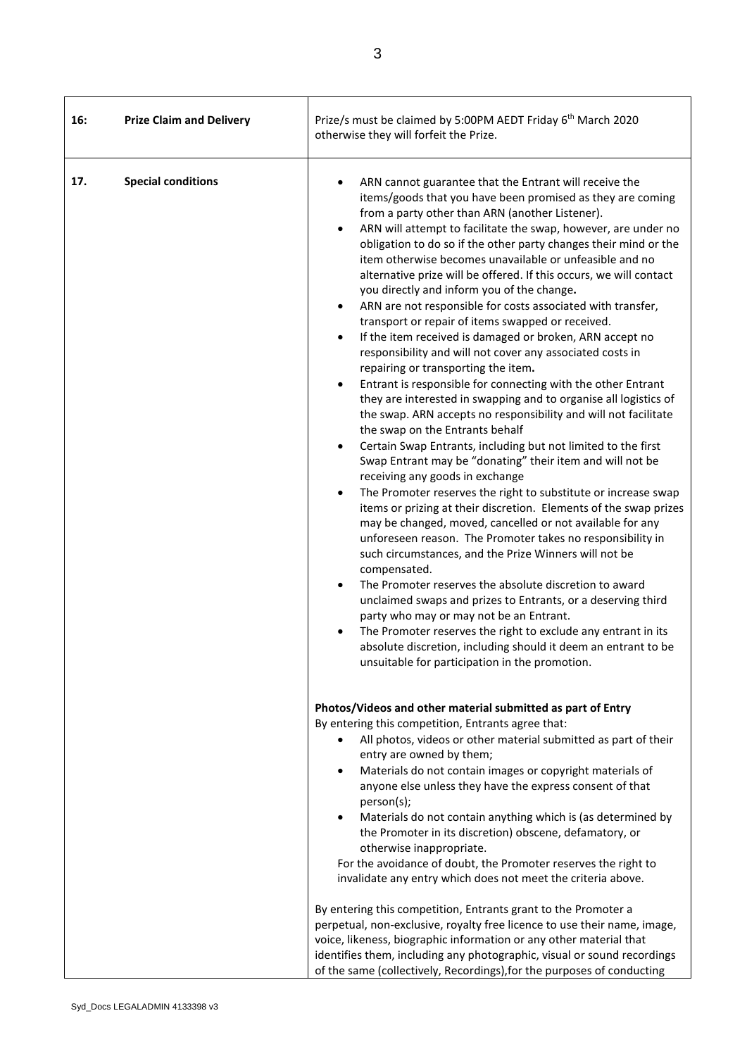| | | |
|---|---|---|
| 16: | **Prize Claim and Delivery** | Prize/s must be claimed by 5:00PM AEDT Friday 6th March 2020 otherwise they will forfeit the Prize. |
| 17. | **Special conditions** | • ARN cannot guarantee that the Entrant will receive the items/goods that you have been promised as they are coming from a party other than ARN (another Listener).<br>• ARN will attempt to facilitate the swap, however, are under no obligation to do so if the other party changes their mind or the item otherwise becomes unavailable or unfeasible and no alternative prize will be offered. If this occurs, we will contact you directly and inform you of the change.<br>• ARN are not responsible for costs associated with transfer, transport or repair of items swapped or received.<br>• If the item received is damaged or broken, ARN accept no responsibility and will not cover any associated costs in repairing or transporting the item.<br>• Entrant is responsible for connecting with the other Entrant they are interested in swapping and to organise all logistics of the swap. ARN accepts no responsibility and will not facilitate the swap on the Entrants behalf<br>• Certain Swap Entrants, including but not limited to the first Swap Entrant may be "donating" their item and will not be receiving any goods in exchange<br>• The Promoter reserves the right to substitute or increase swap items or prizing at their discretion. Elements of the swap prizes may be changed, moved, cancelled or not available for any unforeseen reason. The Promoter takes no responsibility in such circumstances, and the Prize Winners will not be compensated.<br>• The Promoter reserves the absolute discretion to award unclaimed swaps and prizes to Entrants, or a deserving third party who may or may not be an Entrant.<br>• The Promoter reserves the right to exclude any entrant in its absolute discretion, including should it deem an entrant to be unsuitable for participation in the promotion.<br><br>**Photos/Videos and other material submitted as part of Entry**<br>By entering this competition, Entrants agree that:<br>• All photos, videos or other material submitted as part of their entry are owned by them;<br>• Materials do not contain images or copyright materials of anyone else unless they have the express consent of that person(s);<br>• Materials do not contain anything which is (as determined by the Promoter in its discretion) obscene, defamatory, or otherwise inappropriate.<br>For the avoidance of doubt, the Promoter reserves the right to invalidate any entry which does not meet the criteria above.<br><br>By entering this competition, Entrants grant to the Promoter a perpetual, non-exclusive, royalty free licence to use their name, image, voice, likeness, biographic information or any other material that identifies them, including any photographic, visual or sound recordings of the same (collectively, Recordings),for the purposes of conducting |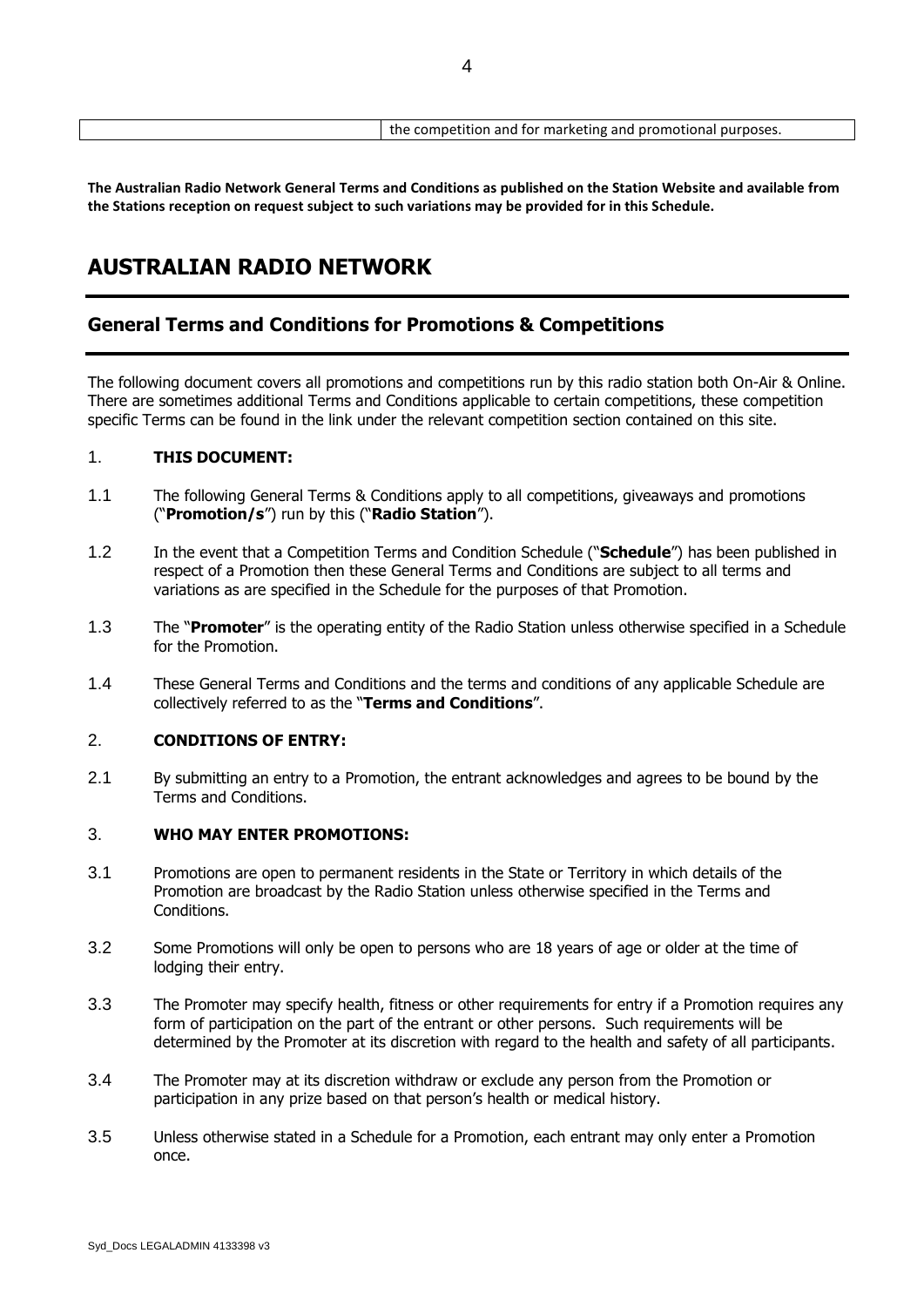| | the competition and for marketing and promotional purposes. |
|---|---|

**The Australian Radio Network General Terms and Conditions as published on the Station Website and available from the Stations reception on request subject to such variations may be provided for in this Schedule.**

# AUSTRALIAN RADIO NETWORK

## General Terms and Conditions for Promotions & Competitions

The following document covers all promotions and competitions run by this radio station both On-Air & Online. There are sometimes additional Terms and Conditions applicable to certain competitions, these competition specific Terms can be found in the link under the relevant competition section contained on this site.

1. **THIS DOCUMENT:**

1.1 The following General Terms & Conditions apply to all competitions, giveaways and promotions ("**Promotion/s**") run by this ("**Radio Station**").

1.2 In the event that a Competition Terms and Condition Schedule ("**Schedule**") has been published in respect of a Promotion then these General Terms and Conditions are subject to all terms and variations as are specified in the Schedule for the purposes of that Promotion.

1.3 The "**Promoter**" is the operating entity of the Radio Station unless otherwise specified in a Schedule for the Promotion.

1.4 These General Terms and Conditions and the terms and conditions of any applicable Schedule are collectively referred to as the "**Terms and Conditions**".

2. **CONDITIONS OF ENTRY:**

2.1 By submitting an entry to a Promotion, the entrant acknowledges and agrees to be bound by the Terms and Conditions.

3. **WHO MAY ENTER PROMOTIONS:**

3.1 Promotions are open to permanent residents in the State or Territory in which details of the Promotion are broadcast by the Radio Station unless otherwise specified in the Terms and Conditions.

3.2 Some Promotions will only be open to persons who are 18 years of age or older at the time of lodging their entry.

3.3 The Promoter may specify health, fitness or other requirements for entry if a Promotion requires any form of participation on the part of the entrant or other persons. Such requirements will be determined by the Promoter at its discretion with regard to the health and safety of all participants.

3.4 The Promoter may at its discretion withdraw or exclude any person from the Promotion or participation in any prize based on that person's health or medical history.

3.5 Unless otherwise stated in a Schedule for a Promotion, each entrant may only enter a Promotion once.

Syd_Docs LEGALADMIN 4133398 v3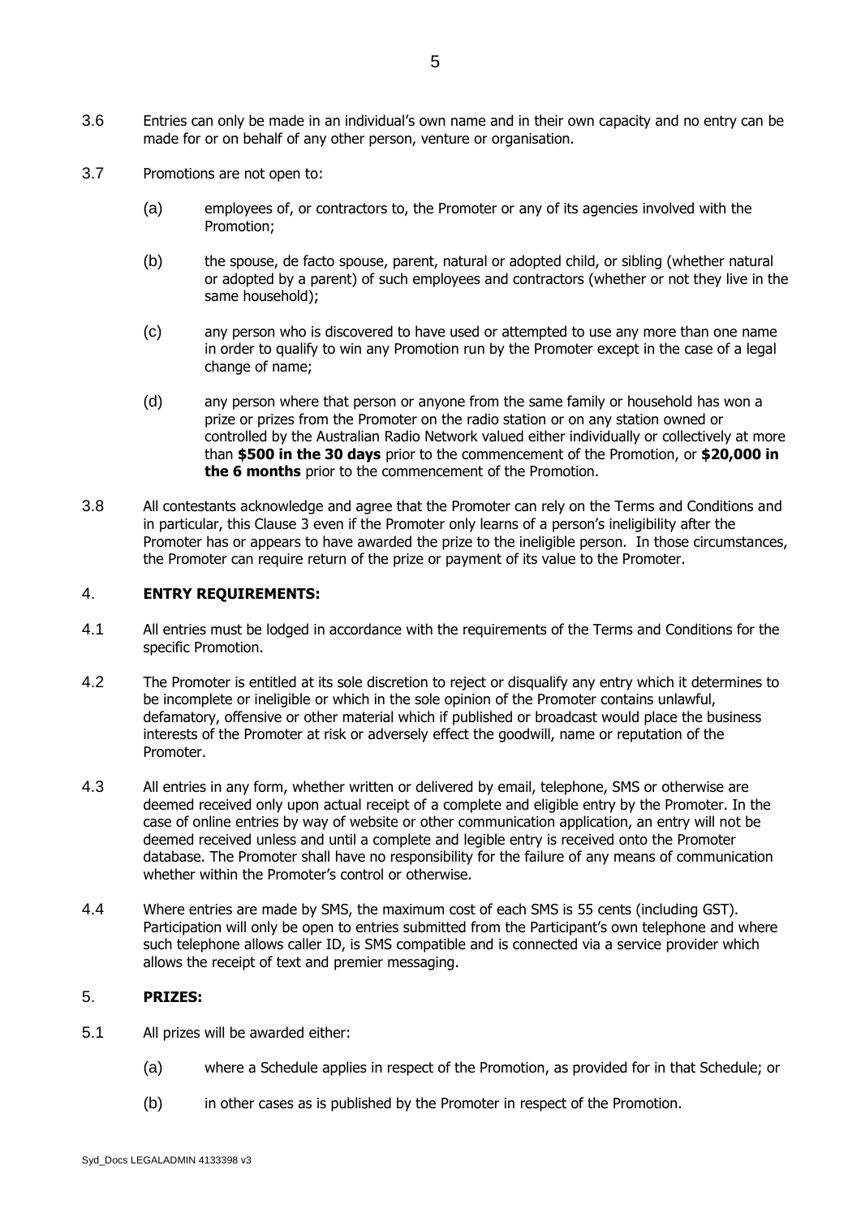3.6 Entries can only be made in an individual's own name and in their own capacity and no entry can be made for or on behalf of any other person, venture or organisation.

3.7 Promotions are not open to:

(a) employees of, or contractors to, the Promoter or any of its agencies involved with the Promotion;

(b) the spouse, de facto spouse, parent, natural or adopted child, or sibling (whether natural or adopted by a parent) of such employees and contractors (whether or not they live in the same household);

(c) any person who is discovered to have used or attempted to use any more than one name in order to qualify to win any Promotion run by the Promoter except in the case of a legal change of name;

(d) any person where that person or anyone from the same family or household has won a prize or prizes from the Promoter on the radio station or on any station owned or controlled by the Australian Radio Network valued either individually or collectively at more than **$500 in the 30 days** prior to the commencement of the Promotion, or **$20,000 in the 6 months** prior to the commencement of the Promotion.

3.8 All contestants acknowledge and agree that the Promoter can rely on the Terms and Conditions and in particular, this Clause 3 even if the Promoter only learns of a person's ineligibility after the Promoter has or appears to have awarded the prize to the ineligible person. In those circumstances, the Promoter can require return of the prize or payment of its value to the Promoter.

## 4. ENTRY REQUIREMENTS:

4.1 All entries must be lodged in accordance with the requirements of the Terms and Conditions for the specific Promotion.

4.2 The Promoter is entitled at its sole discretion to reject or disqualify any entry which it determines to be incomplete or ineligible or which in the sole opinion of the Promoter contains unlawful, defamatory, offensive or other material which if published or broadcast would place the business interests of the Promoter at risk or adversely effect the goodwill, name or reputation of the Promoter.

4.3 All entries in any form, whether written or delivered by email, telephone, SMS or otherwise are deemed received only upon actual receipt of a complete and eligible entry by the Promoter. In the case of online entries by way of website or other communication application, an entry will not be deemed received unless and until a complete and legible entry is received onto the Promoter database. The Promoter shall have no responsibility for the failure of any means of communication whether within the Promoter's control or otherwise.

4.4 Where entries are made by SMS, the maximum cost of each SMS is 55 cents (including GST). Participation will only be open to entries submitted from the Participant's own telephone and where such telephone allows caller ID, is SMS compatible and is connected via a service provider which allows the receipt of text and premier messaging.

## 5. PRIZES:

5.1 All prizes will be awarded either:

(a) where a Schedule applies in respect of the Promotion, as provided for in that Schedule; or

(b) in other cases as is published by the Promoter in respect of the Promotion.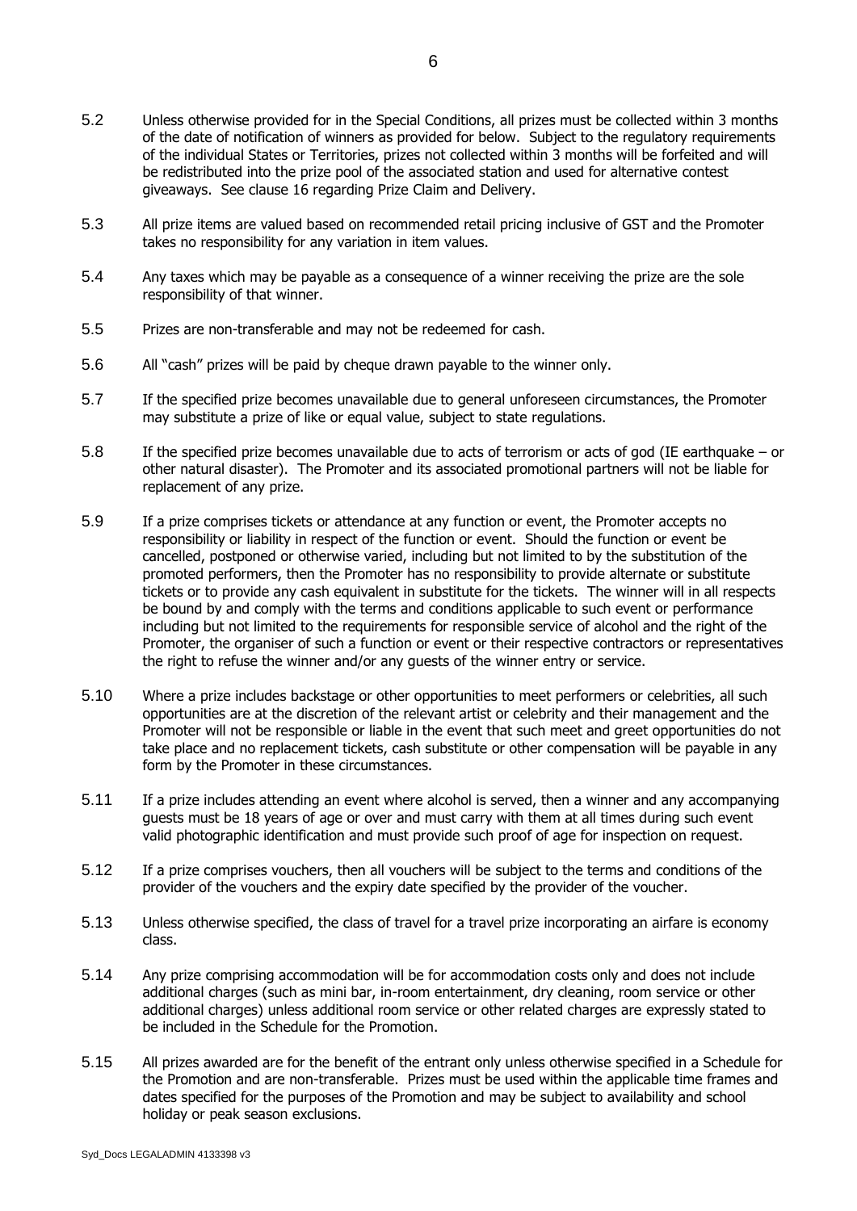5.2 Unless otherwise provided for in the Special Conditions, all prizes must be collected within 3 months of the date of notification of winners as provided for below. Subject to the regulatory requirements of the individual States or Territories, prizes not collected within 3 months will be forfeited and will be redistributed into the prize pool of the associated station and used for alternative contest giveaways. See clause 16 regarding Prize Claim and Delivery.

5.3 All prize items are valued based on recommended retail pricing inclusive of GST and the Promoter takes no responsibility for any variation in item values.

5.4 Any taxes which may be payable as a consequence of a winner receiving the prize are the sole responsibility of that winner.

5.5 Prizes are non-transferable and may not be redeemed for cash.

5.6 All "cash" prizes will be paid by cheque drawn payable to the winner only.

5.7 If the specified prize becomes unavailable due to general unforeseen circumstances, the Promoter may substitute a prize of like or equal value, subject to state regulations.

5.8 If the specified prize becomes unavailable due to acts of terrorism or acts of god (IE earthquake – or other natural disaster). The Promoter and its associated promotional partners will not be liable for replacement of any prize.

5.9 If a prize comprises tickets or attendance at any function or event, the Promoter accepts no responsibility or liability in respect of the function or event. Should the function or event be cancelled, postponed or otherwise varied, including but not limited to by the substitution of the promoted performers, then the Promoter has no responsibility to provide alternate or substitute tickets or to provide any cash equivalent in substitute for the tickets. The winner will in all respects be bound by and comply with the terms and conditions applicable to such event or performance including but not limited to the requirements for responsible service of alcohol and the right of the Promoter, the organiser of such a function or event or their respective contractors or representatives the right to refuse the winner and/or any guests of the winner entry or service.

5.10 Where a prize includes backstage or other opportunities to meet performers or celebrities, all such opportunities are at the discretion of the relevant artist or celebrity and their management and the Promoter will not be responsible or liable in the event that such meet and greet opportunities do not take place and no replacement tickets, cash substitute or other compensation will be payable in any form by the Promoter in these circumstances.

5.11 If a prize includes attending an event where alcohol is served, then a winner and any accompanying guests must be 18 years of age or over and must carry with them at all times during such event valid photographic identification and must provide such proof of age for inspection on request.

5.12 If a prize comprises vouchers, then all vouchers will be subject to the terms and conditions of the provider of the vouchers and the expiry date specified by the provider of the voucher.

5.13 Unless otherwise specified, the class of travel for a travel prize incorporating an airfare is economy class.

5.14 Any prize comprising accommodation will be for accommodation costs only and does not include additional charges (such as mini bar, in-room entertainment, dry cleaning, room service or other additional charges) unless additional room service or other related charges are expressly stated to be included in the Schedule for the Promotion.

5.15 All prizes awarded are for the benefit of the entrant only unless otherwise specified in a Schedule for the Promotion and are non-transferable. Prizes must be used within the applicable time frames and dates specified for the purposes of the Promotion and may be subject to availability and school holiday or peak season exclusions.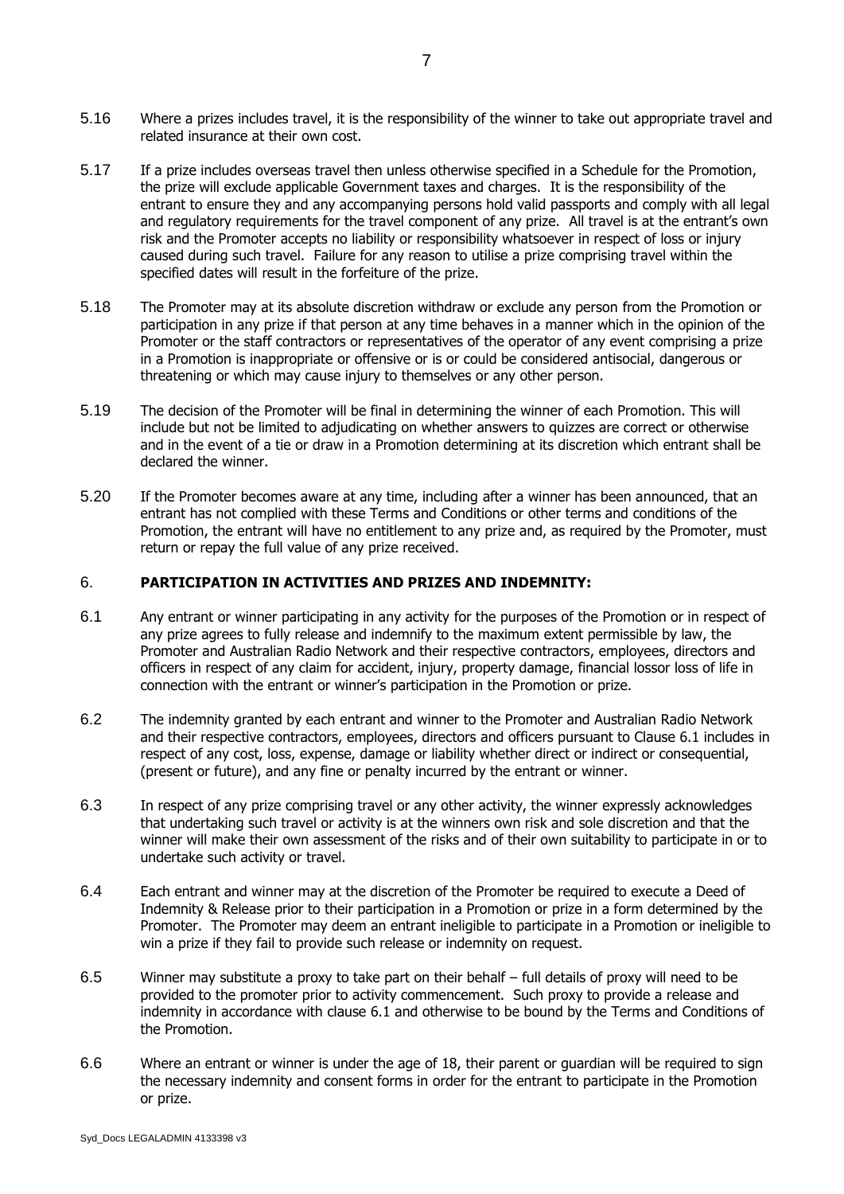5.16 Where a prizes includes travel, it is the responsibility of the winner to take out appropriate travel and related insurance at their own cost.

5.17 If a prize includes overseas travel then unless otherwise specified in a Schedule for the Promotion, the prize will exclude applicable Government taxes and charges. It is the responsibility of the entrant to ensure they and any accompanying persons hold valid passports and comply with all legal and regulatory requirements for the travel component of any prize. All travel is at the entrant's own risk and the Promoter accepts no liability or responsibility whatsoever in respect of loss or injury caused during such travel. Failure for any reason to utilise a prize comprising travel within the specified dates will result in the forfeiture of the prize.

5.18 The Promoter may at its absolute discretion withdraw or exclude any person from the Promotion or participation in any prize if that person at any time behaves in a manner which in the opinion of the Promoter or the staff contractors or representatives of the operator of any event comprising a prize in a Promotion is inappropriate or offensive or is or could be considered antisocial, dangerous or threatening or which may cause injury to themselves or any other person.

5.19 The decision of the Promoter will be final in determining the winner of each Promotion. This will include but not be limited to adjudicating on whether answers to quizzes are correct or otherwise and in the event of a tie or draw in a Promotion determining at its discretion which entrant shall be declared the winner.

5.20 If the Promoter becomes aware at any time, including after a winner has been announced, that an entrant has not complied with these Terms and Conditions or other terms and conditions of the Promotion, the entrant will have no entitlement to any prize and, as required by the Promoter, must return or repay the full value of any prize received.

## 6. PARTICIPATION IN ACTIVITIES AND PRIZES AND INDEMNITY:

6.1 Any entrant or winner participating in any activity for the purposes of the Promotion or in respect of any prize agrees to fully release and indemnify to the maximum extent permissible by law, the Promoter and Australian Radio Network and their respective contractors, employees, directors and officers in respect of any claim for accident, injury, property damage, financial lossor loss of life in connection with the entrant or winner's participation in the Promotion or prize.

6.2 The indemnity granted by each entrant and winner to the Promoter and Australian Radio Network and their respective contractors, employees, directors and officers pursuant to Clause 6.1 includes in respect of any cost, loss, expense, damage or liability whether direct or indirect or consequential, (present or future), and any fine or penalty incurred by the entrant or winner.

6.3 In respect of any prize comprising travel or any other activity, the winner expressly acknowledges that undertaking such travel or activity is at the winners own risk and sole discretion and that the winner will make their own assessment of the risks and of their own suitability to participate in or to undertake such activity or travel.

6.4 Each entrant and winner may at the discretion of the Promoter be required to execute a Deed of Indemnity & Release prior to their participation in a Promotion or prize in a form determined by the Promoter. The Promoter may deem an entrant ineligible to participate in a Promotion or ineligible to win a prize if they fail to provide such release or indemnity on request.

6.5 Winner may substitute a proxy to take part on their behalf – full details of proxy will need to be provided to the promoter prior to activity commencement. Such proxy to provide a release and indemnity in accordance with clause 6.1 and otherwise to be bound by the Terms and Conditions of the Promotion.

6.6 Where an entrant or winner is under the age of 18, their parent or guardian will be required to sign the necessary indemnity and consent forms in order for the entrant to participate in the Promotion or prize.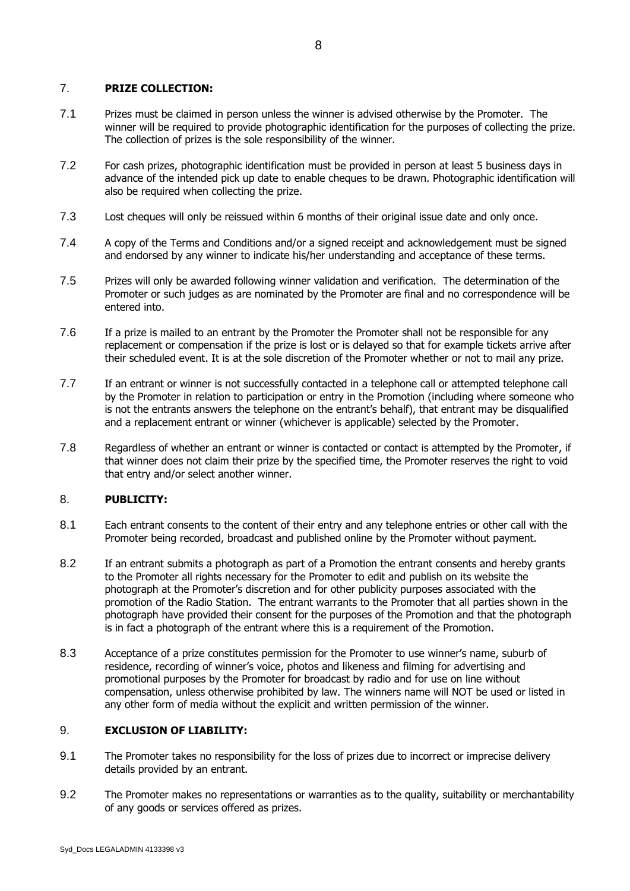## 7. PRIZE COLLECTION:

7.1 Prizes must be claimed in person unless the winner is advised otherwise by the Promoter. The winner will be required to provide photographic identification for the purposes of collecting the prize. The collection of prizes is the sole responsibility of the winner.

7.2 For cash prizes, photographic identification must be provided in person at least 5 business days in advance of the intended pick up date to enable cheques to be drawn. Photographic identification will also be required when collecting the prize.

7.3 Lost cheques will only be reissued within 6 months of their original issue date and only once.

7.4 A copy of the Terms and Conditions and/or a signed receipt and acknowledgement must be signed and endorsed by any winner to indicate his/her understanding and acceptance of these terms.

7.5 Prizes will only be awarded following winner validation and verification. The determination of the Promoter or such judges as are nominated by the Promoter are final and no correspondence will be entered into.

7.6 If a prize is mailed to an entrant by the Promoter the Promoter shall not be responsible for any replacement or compensation if the prize is lost or is delayed so that for example tickets arrive after their scheduled event. It is at the sole discretion of the Promoter whether or not to mail any prize.

7.7 If an entrant or winner is not successfully contacted in a telephone call or attempted telephone call by the Promoter in relation to participation or entry in the Promotion (including where someone who is not the entrants answers the telephone on the entrant's behalf), that entrant may be disqualified and a replacement entrant or winner (whichever is applicable) selected by the Promoter.

7.8 Regardless of whether an entrant or winner is contacted or contact is attempted by the Promoter, if that winner does not claim their prize by the specified time, the Promoter reserves the right to void that entry and/or select another winner.

## 8. PUBLICITY:

8.1 Each entrant consents to the content of their entry and any telephone entries or other call with the Promoter being recorded, broadcast and published online by the Promoter without payment.

8.2 If an entrant submits a photograph as part of a Promotion the entrant consents and hereby grants to the Promoter all rights necessary for the Promoter to edit and publish on its website the photograph at the Promoter's discretion and for other publicity purposes associated with the promotion of the Radio Station. The entrant warrants to the Promoter that all parties shown in the photograph have provided their consent for the purposes of the Promotion and that the photograph is in fact a photograph of the entrant where this is a requirement of the Promotion.

8.3 Acceptance of a prize constitutes permission for the Promoter to use winner's name, suburb of residence, recording of winner's voice, photos and likeness and filming for advertising and promotional purposes by the Promoter for broadcast by radio and for use on line without compensation, unless otherwise prohibited by law. The winners name will NOT be used or listed in any other form of media without the explicit and written permission of the winner.

## 9. EXCLUSION OF LIABILITY:

9.1 The Promoter takes no responsibility for the loss of prizes due to incorrect or imprecise delivery details provided by an entrant.

9.2 The Promoter makes no representations or warranties as to the quality, suitability or merchantability of any goods or services offered as prizes.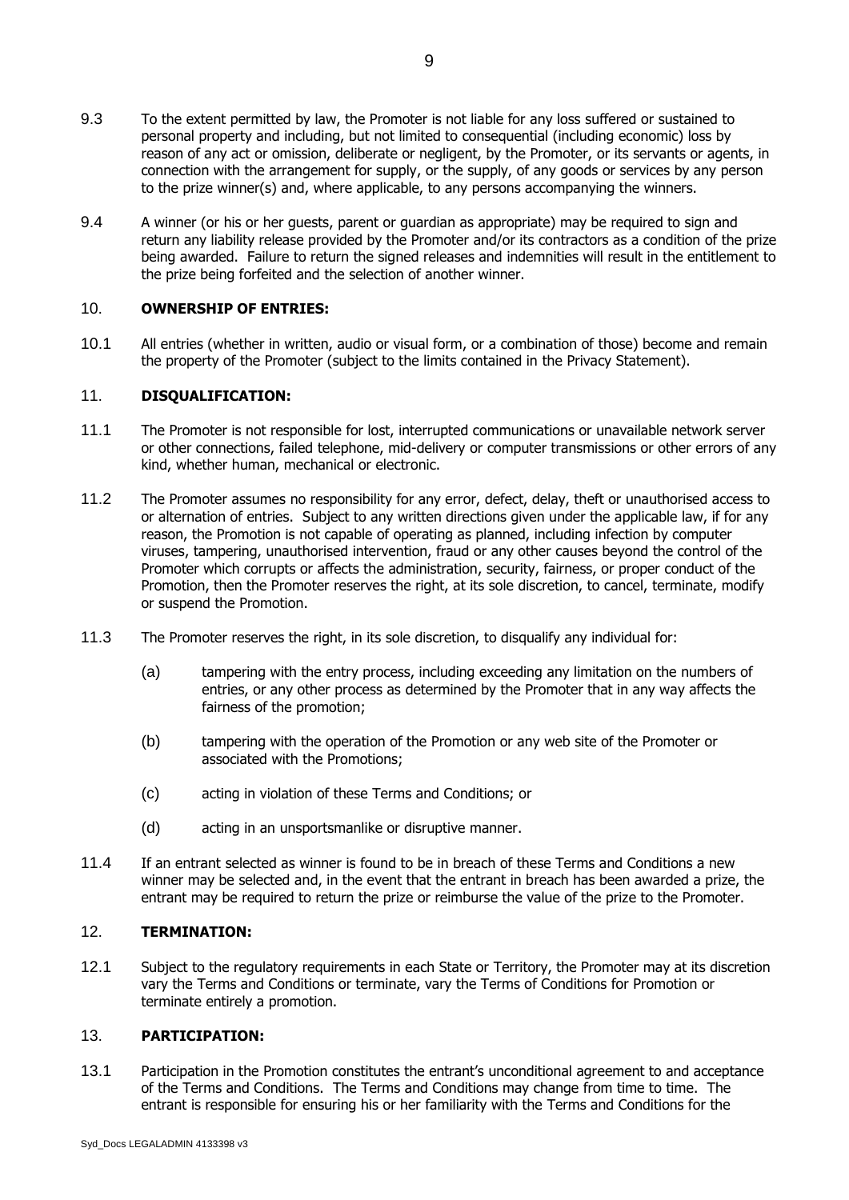9.3 To the extent permitted by law, the Promoter is not liable for any loss suffered or sustained to personal property and including, but not limited to consequential (including economic) loss by reason of any act or omission, deliberate or negligent, by the Promoter, or its servants or agents, in connection with the arrangement for supply, or the supply, of any goods or services by any person to the prize winner(s) and, where applicable, to any persons accompanying the winners.

9.4 A winner (or his or her guests, parent or guardian as appropriate) may be required to sign and return any liability release provided by the Promoter and/or its contractors as a condition of the prize being awarded. Failure to return the signed releases and indemnities will result in the entitlement to the prize being forfeited and the selection of another winner.

## 10. OWNERSHIP OF ENTRIES:

10.1 All entries (whether in written, audio or visual form, or a combination of those) become and remain the property of the Promoter (subject to the limits contained in the Privacy Statement).

## 11. DISQUALIFICATION:

11.1 The Promoter is not responsible for lost, interrupted communications or unavailable network server or other connections, failed telephone, mid-delivery or computer transmissions or other errors of any kind, whether human, mechanical or electronic.

11.2 The Promoter assumes no responsibility for any error, defect, delay, theft or unauthorised access to or alternation of entries. Subject to any written directions given under the applicable law, if for any reason, the Promotion is not capable of operating as planned, including infection by computer viruses, tampering, unauthorised intervention, fraud or any other causes beyond the control of the Promoter which corrupts or affects the administration, security, fairness, or proper conduct of the Promotion, then the Promoter reserves the right, at its sole discretion, to cancel, terminate, modify or suspend the Promotion.

11.3 The Promoter reserves the right, in its sole discretion, to disqualify any individual for:

(a) tampering with the entry process, including exceeding any limitation on the numbers of entries, or any other process as determined by the Promoter that in any way affects the fairness of the promotion;

(b) tampering with the operation of the Promotion or any web site of the Promoter or associated with the Promotions;

(c) acting in violation of these Terms and Conditions; or

(d) acting in an unsportsmanlike or disruptive manner.

11.4 If an entrant selected as winner is found to be in breach of these Terms and Conditions a new winner may be selected and, in the event that the entrant in breach has been awarded a prize, the entrant may be required to return the prize or reimburse the value of the prize to the Promoter.

## 12. TERMINATION:

12.1 Subject to the regulatory requirements in each State or Territory, the Promoter may at its discretion vary the Terms and Conditions or terminate, vary the Terms of Conditions for Promotion or terminate entirely a promotion.

## 13. PARTICIPATION:

13.1 Participation in the Promotion constitutes the entrant's unconditional agreement to and acceptance of the Terms and Conditions. The Terms and Conditions may change from time to time. The entrant is responsible for ensuring his or her familiarity with the Terms and Conditions for the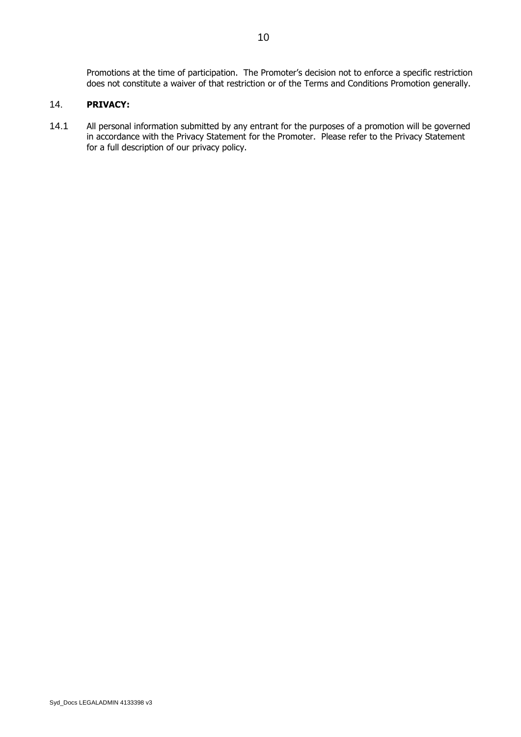Promotions at the time of participation. The Promoter's decision not to enforce a specific restriction does not constitute a waiver of that restriction or of the Terms and Conditions Promotion generally.

## 14. **PRIVACY:**

14.1 All personal information submitted by any entrant for the purposes of a promotion will be governed in accordance with the Privacy Statement for the Promoter. Please refer to the Privacy Statement for a full description of our privacy policy.